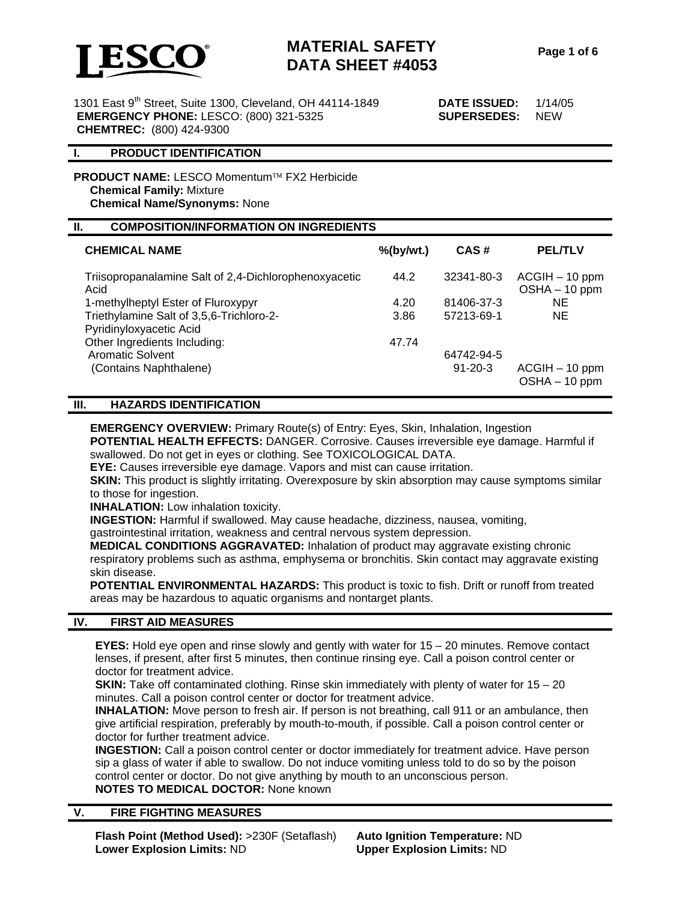# LESCO®

# MATERIAL SAFETY DATA SHEET #4053

1301 East 9th Street, Suite 1300, Cleveland, OH 44114-1849
**EMERGENCY PHONE:** LESCO: (800) 321-5325
**CHEMTREC:** (800) 424-9300

**DATE ISSUED:** 1/14/05
**SUPERSEDES:** NEW

## I. PRODUCT IDENTIFICATION

**PRODUCT NAME:** LESCO Momentum™ FX2 Herbicide
**Chemical Family:** Mixture
**Chemical Name/Synonyms:** None

## II. COMPOSITION/INFORMATION ON INGREDIENTS

| CHEMICAL NAME | %(by/wt.) | CAS # | PEL/TLV |
|---|---|---|---|
| Triisopropanalamine Salt of 2,4-Dichlorophenoxyacetic Acid | 44.2 | 32341-80-3 | ACGIH – 10 ppm<br>OSHA – 10 ppm |
| 1-methylheptyl Ester of Fluroxypyr | 4.20 | 81406-37-3 | NE |
| Triethylamine Salt of 3,5,6-Trichloro-2-Pyridinyloxyacetic Acid | 3.86 | 57213-69-1 | NE |
| Other Ingredients Including: | 47.74 | | |
| Aromatic Solvent | | 64742-94-5 | |
| (Contains Naphthalene) | | 91-20-3 | ACGIH – 10 ppm<br>OSHA – 10 ppm |

## III. HAZARDS IDENTIFICATION

**EMERGENCY OVERVIEW:** Primary Route(s) of Entry: Eyes, Skin, Inhalation, Ingestion
**POTENTIAL HEALTH EFFECTS:** DANGER. Corrosive. Causes irreversible eye damage. Harmful if swallowed. Do not get in eyes or clothing. See TOXICOLOGICAL DATA.
**EYE:** Causes irreversible eye damage. Vapors and mist can cause irritation.
**SKIN:** This product is slightly irritating. Overexposure by skin absorption may cause symptoms similar to those for ingestion.
**INHALATION:** Low inhalation toxicity.
**INGESTION:** Harmful if swallowed. May cause headache, dizziness, nausea, vomiting, gastrointestinal irritation, weakness and central nervous system depression.
**MEDICAL CONDITIONS AGGRAVATED:** Inhalation of product may aggravate existing chronic respiratory problems such as asthma, emphysema or bronchitis. Skin contact may aggravate existing skin disease.
**POTENTIAL ENVIRONMENTAL HAZARDS:** This product is toxic to fish. Drift or runoff from treated areas may be hazardous to aquatic organisms and nontarget plants.

## IV. FIRST AID MEASURES

**EYES:** Hold eye open and rinse slowly and gently with water for 15 – 20 minutes. Remove contact lenses, if present, after first 5 minutes, then continue rinsing eye. Call a poison control center or doctor for treatment advice.
**SKIN:** Take off contaminated clothing. Rinse skin immediately with plenty of water for 15 – 20 minutes. Call a poison control center or doctor for treatment advice.
**INHALATION:** Move person to fresh air. If person is not breathing, call 911 or an ambulance, then give artificial respiration, preferably by mouth-to-mouth, if possible. Call a poison control center or doctor for further treatment advice.
**INGESTION:** Call a poison control center or doctor immediately for treatment advice. Have person sip a glass of water if able to swallow. Do not induce vomiting unless told to do so by the poison control center or doctor. Do not give anything by mouth to an unconscious person.
**NOTES TO MEDICAL DOCTOR:** None known

## V. FIRE FIGHTING MEASURES

**Flash Point (Method Used):** >230F (Setaflash)
**Auto Ignition Temperature:** ND
**Lower Explosion Limits:** ND
**Upper Explosion Limits:** ND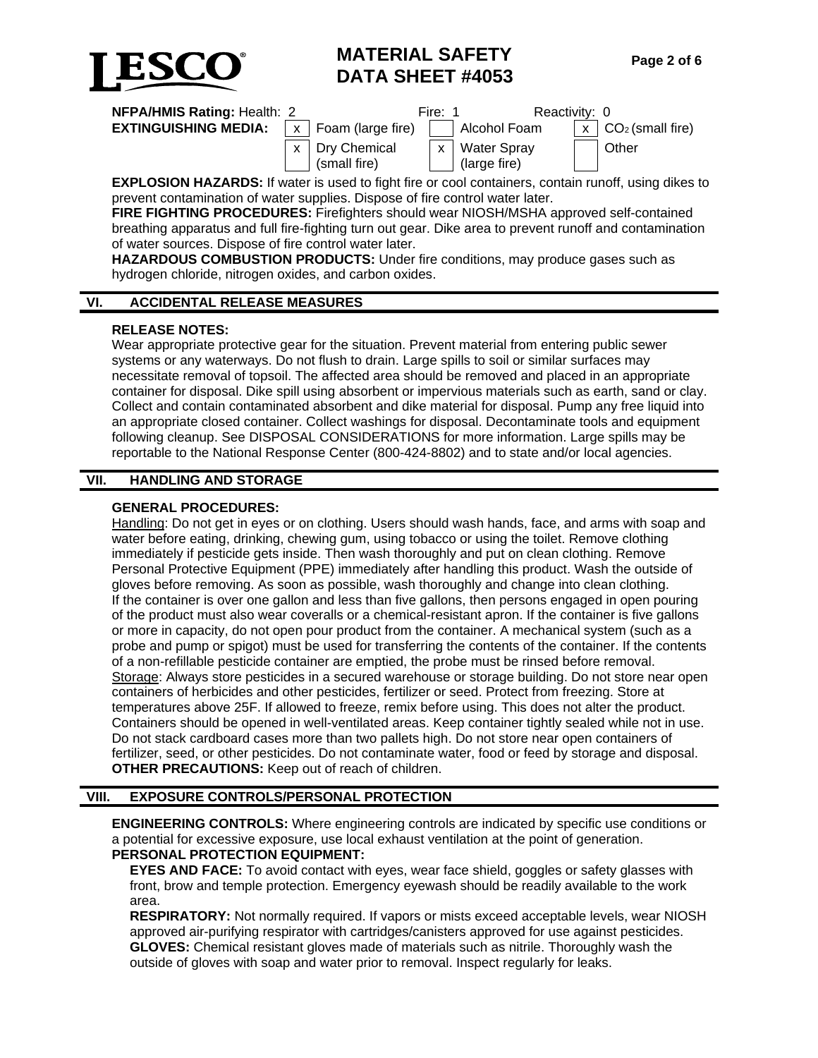**NFPA/HMIS Rating:** Health: 2 Fire: 1 Reactivity: 0

**EXTINGUISHING MEDIA:**

| | | | | | |
|---|---|---|---|---|---|
| x | Foam (large fire) | | Alcohol Foam | x | $CO_2$ (small fire) |
| x | Dry Chemical (small fire) | x | Water Spray (large fire) | | Other |

**EXPLOSION HAZARDS:** If water is used to fight fire or cool containers, contain runoff, using dikes to prevent contamination of water supplies. Dispose of fire control water later.

**FIRE FIGHTING PROCEDURES:** Firefighters should wear NIOSH/MSHA approved self-contained breathing apparatus and full fire-fighting turn out gear. Dike area to prevent runoff and contamination of water sources. Dispose of fire control water later.

**HAZARDOUS COMBUSTION PRODUCTS:** Under fire conditions, may produce gases such as hydrogen chloride, nitrogen oxides, and carbon oxides.

## VI. ACCIDENTAL RELEASE MEASURES

**RELEASE NOTES:**

Wear appropriate protective gear for the situation. Prevent material from entering public sewer systems or any waterways. Do not flush to drain. Large spills to soil or similar surfaces may necessitate removal of topsoil. The affected area should be removed and placed in an appropriate container for disposal. Dike spill using absorbent or impervious materials such as earth, sand or clay. Collect and contain contaminated absorbent and dike material for disposal. Pump any free liquid into an appropriate closed container. Collect washings for disposal. Decontaminate tools and equipment following cleanup. See DISPOSAL CONSIDERATIONS for more information. Large spills may be reportable to the National Response Center (800-424-8802) and to state and/or local agencies.

## VII. HANDLING AND STORAGE

**GENERAL PROCEDURES:**

Handling: Do not get in eyes or on clothing. Users should wash hands, face, and arms with soap and water before eating, drinking, chewing gum, using tobacco or using the toilet. Remove clothing immediately if pesticide gets inside. Then wash thoroughly and put on clean clothing. Remove Personal Protective Equipment (PPE) immediately after handling this product. Wash the outside of gloves before removing. As soon as possible, wash thoroughly and change into clean clothing. If the container is over one gallon and less than five gallons, then persons engaged in open pouring of the product must also wear coveralls or a chemical-resistant apron. If the container is five gallons or more in capacity, do not open pour product from the container. A mechanical system (such as a probe and pump or spigot) must be used for transferring the contents of the container. If the contents of a non-refillable pesticide container are emptied, the probe must be rinsed before removal.

Storage: Always store pesticides in a secured warehouse or storage building. Do not store near open containers of herbicides and other pesticides, fertilizer or seed. Protect from freezing. Store at temperatures above 25F. If allowed to freeze, remix before using. This does not alter the product. Containers should be opened in well-ventilated areas. Keep container tightly sealed while not in use. Do not stack cardboard cases more than two pallets high. Do not store near open containers of fertilizer, seed, or other pesticides. Do not contaminate water, food or feed by storage and disposal.

**OTHER PRECAUTIONS:** Keep out of reach of children.

## VIII. EXPOSURE CONTROLS/PERSONAL PROTECTION

**ENGINEERING CONTROLS:** Where engineering controls are indicated by specific use conditions or a potential for excessive exposure, use local exhaust ventilation at the point of generation.

**PERSONAL PROTECTION EQUIPMENT:**

**EYES AND FACE:** To avoid contact with eyes, wear face shield, goggles or safety glasses with front, brow and temple protection. Emergency eyewash should be readily available to the work area.

**RESPIRATORY:** Not normally required. If vapors or mists exceed acceptable levels, wear NIOSH approved air-purifying respirator with cartridges/canisters approved for use against pesticides.

**GLOVES:** Chemical resistant gloves made of materials such as nitrile. Thoroughly wash the outside of gloves with soap and water prior to removal. Inspect regularly for leaks.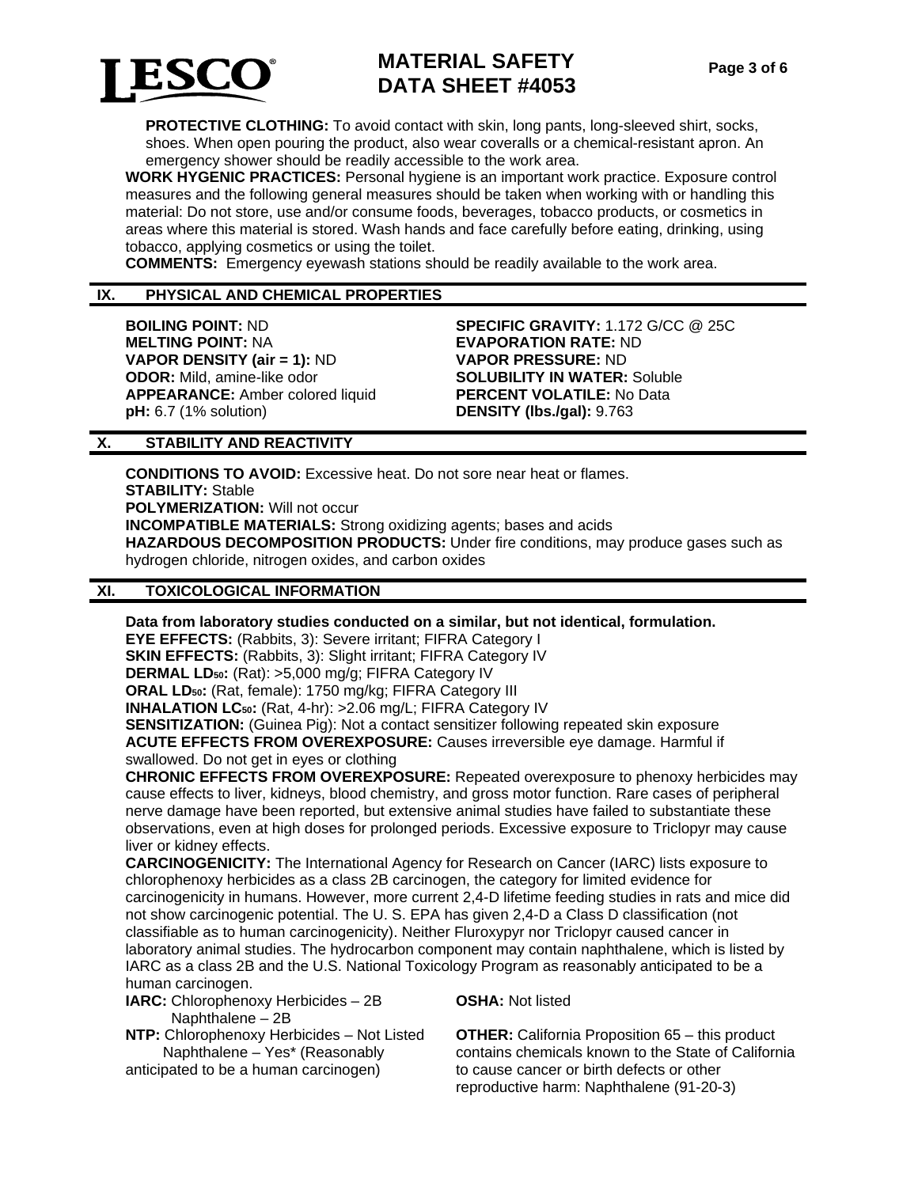**PROTECTIVE CLOTHING:** To avoid contact with skin, long pants, long-sleeved shirt, socks, shoes. When open pouring the product, also wear coveralls or a chemical-resistant apron. An emergency shower should be readily accessible to the work area.

**WORK HYGENIC PRACTICES:** Personal hygiene is an important work practice. Exposure control measures and the following general measures should be taken when working with or handling this material: Do not store, use and/or consume foods, beverages, tobacco products, or cosmetics in areas where this material is stored. Wash hands and face carefully before eating, drinking, using tobacco, applying cosmetics or using the toilet.

**COMMENTS:** Emergency eyewash stations should be readily available to the work area.

## IX. PHYSICAL AND CHEMICAL PROPERTIES

**BOILING POINT:** ND
**MELTING POINT:** NA
**VAPOR DENSITY (air = 1):** ND
**ODOR:** Mild, amine-like odor
**APPEARANCE:** Amber colored liquid
**pH:** 6.7 (1% solution)

**SPECIFIC GRAVITY:** 1.172 G/CC @ 25C
**EVAPORATION RATE:** ND
**VAPOR PRESSURE:** ND
**SOLUBILITY IN WATER:** Soluble
**PERCENT VOLATILE:** No Data
**DENSITY (lbs./gal):** 9.763

## X. STABILITY AND REACTIVITY

**CONDITIONS TO AVOID:** Excessive heat. Do not sore near heat or flames.
**STABILITY:** Stable
**POLYMERIZATION:** Will not occur
**INCOMPATIBLE MATERIALS:** Strong oxidizing agents; bases and acids
**HAZARDOUS DECOMPOSITION PRODUCTS:** Under fire conditions, may produce gases such as hydrogen chloride, nitrogen oxides, and carbon oxides

## XI. TOXICOLOGICAL INFORMATION

**Data from laboratory studies conducted on a similar, but not identical, formulation.**
**EYE EFFECTS:** (Rabbits, 3): Severe irritant; FIFRA Category I
**SKIN EFFECTS:** (Rabbits, 3): Slight irritant; FIFRA Category IV
**DERMAL $LD_{50}$:** (Rat): >5,000 mg/g; FIFRA Category IV
**ORAL $LD_{50}$:** (Rat, female): 1750 mg/kg; FIFRA Category III
**INHALATION $LC_{50}$:** (Rat, 4-hr): >2.06 mg/L; FIFRA Category IV
**SENSITIZATION:** (Guinea Pig): Not a contact sensitizer following repeated skin exposure
**ACUTE EFFECTS FROM OVEREXPOSURE:** Causes irreversible eye damage. Harmful if swallowed. Do not get in eyes or clothing
**CHRONIC EFFECTS FROM OVEREXPOSURE:** Repeated overexposure to phenoxy herbicides may cause effects to liver, kidneys, blood chemistry, and gross motor function. Rare cases of peripheral nerve damage have been reported, but extensive animal studies have failed to substantiate these observations, even at high doses for prolonged periods. Excessive exposure to Triclopyr may cause liver or kidney effects.
**CARCINOGENICITY:** The International Agency for Research on Cancer (IARC) lists exposure to chlorophenoxy herbicides as a class 2B carcinogen, the category for limited evidence for carcinogenicity in humans. However, more current 2,4-D lifetime feeding studies in rats and mice did not show carcinogenic potential. The U. S. EPA has given 2,4-D a Class D classification (not classifiable as to human carcinogenicity). Neither Fluroxypyr nor Triclopyr caused cancer in laboratory animal studies. The hydrocarbon component may contain naphthalene, which is listed by IARC as a class 2B and the U.S. National Toxicology Program as reasonably anticipated to be a human carcinogen.

**IARC:** Chlorophenoxy Herbicides – 2B
Naphthalene – 2B

**NTP:** Chlorophenoxy Herbicides – Not Listed
Naphthalene – Yes* (Reasonably anticipated to be a human carcinogen)

**OSHA:** Not listed

**OTHER:** California Proposition 65 – this product contains chemicals known to the State of California to cause cancer or birth defects or other reproductive harm: Naphthalene (91-20-3)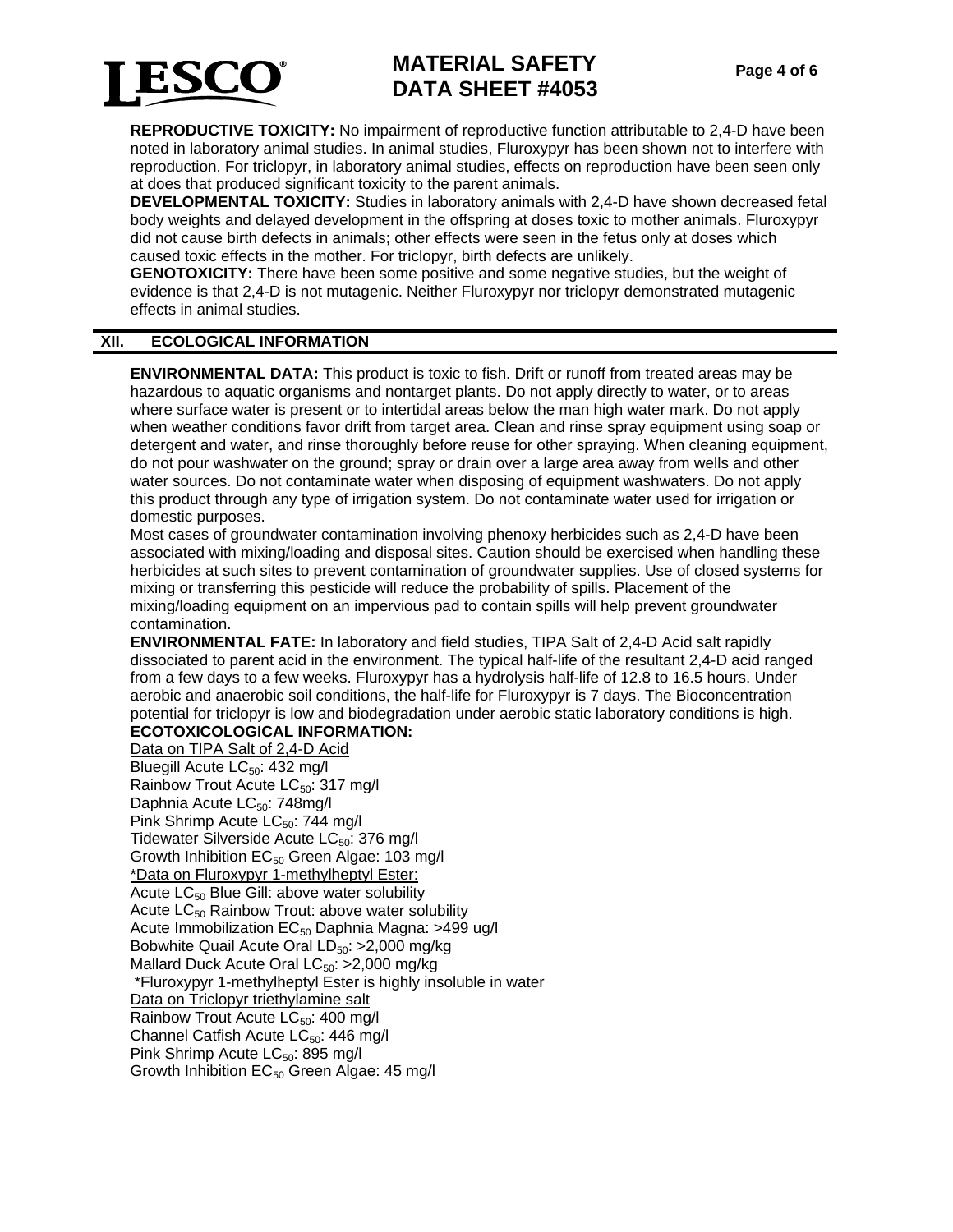**REPRODUCTIVE TOXICITY:** No impairment of reproductive function attributable to 2,4-D have been noted in laboratory animal studies. In animal studies, Fluroxypyr has been shown not to interfere with reproduction. For triclopyr, in laboratory animal studies, effects on reproduction have been seen only at does that produced significant toxicity to the parent animals.

**DEVELOPMENTAL TOXICITY:** Studies in laboratory animals with 2,4-D have shown decreased fetal body weights and delayed development in the offspring at doses toxic to mother animals. Fluroxypyr did not cause birth defects in animals; other effects were seen in the fetus only at doses which caused toxic effects in the mother. For triclopyr, birth defects are unlikely.

**GENOTOXICITY:** There have been some positive and some negative studies, but the weight of evidence is that 2,4-D is not mutagenic. Neither Fluroxypyr nor triclopyr demonstrated mutagenic effects in animal studies.

## XII. ECOLOGICAL INFORMATION

**ENVIRONMENTAL DATA:** This product is toxic to fish. Drift or runoff from treated areas may be hazardous to aquatic organisms and nontarget plants. Do not apply directly to water, or to areas where surface water is present or to intertidal areas below the man high water mark. Do not apply when weather conditions favor drift from target area. Clean and rinse spray equipment using soap or detergent and water, and rinse thoroughly before reuse for other spraying. When cleaning equipment, do not pour washwater on the ground; spray or drain over a large area away from wells and other water sources. Do not contaminate water when disposing of equipment washwaters. Do not apply this product through any type of irrigation system. Do not contaminate water used for irrigation or domestic purposes.

Most cases of groundwater contamination involving phenoxy herbicides such as 2,4-D have been associated with mixing/loading and disposal sites. Caution should be exercised when handling these herbicides at such sites to prevent contamination of groundwater supplies. Use of closed systems for mixing or transferring this pesticide will reduce the probability of spills. Placement of the mixing/loading equipment on an impervious pad to contain spills will help prevent groundwater contamination.

**ENVIRONMENTAL FATE:** In laboratory and field studies, TIPA Salt of 2,4-D Acid salt rapidly dissociated to parent acid in the environment. The typical half-life of the resultant 2,4-D acid ranged from a few days to a few weeks. Fluroxypyr has a hydrolysis half-life of 12.8 to 16.5 hours. Under aerobic and anaerobic soil conditions, the half-life for Fluroxypyr is 7 days. The Bioconcentration potential for triclopyr is low and biodegradation under aerobic static laboratory conditions is high.

**ECOTOXICOLOGICAL INFORMATION:**

Data on TIPA Salt of 2,4-D Acid
Bluegill Acute $LC_{50}$: 432 mg/l
Rainbow Trout Acute $LC_{50}$: 317 mg/l
Daphnia Acute $LC_{50}$: 748mg/l
Pink Shrimp Acute $LC_{50}$: 744 mg/l
Tidewater Silverside Acute $LC_{50}$: 376 mg/l
Growth Inhibition $EC_{50}$ Green Algae: 103 mg/l

*Data on Fluroxypyr 1-methylheptyl Ester:
Acute $LC_{50}$ Blue Gill: above water solubility
Acute $LC_{50}$ Rainbow Trout: above water solubility
Acute Immobilization $EC_{50}$ Daphnia Magna: >499 ug/l
Bobwhite Quail Acute Oral $LD_{50}$: >2,000 mg/kg
Mallard Duck Acute Oral $LC_{50}$: >2,000 mg/kg
*Fluroxypyr 1-methylheptyl Ester is highly insoluble in water

Data on Triclopyr triethylamine salt
Rainbow Trout Acute $LC_{50}$: 400 mg/l
Channel Catfish Acute $LC_{50}$: 446 mg/l
Pink Shrimp Acute $LC_{50}$: 895 mg/l
Growth Inhibition $EC_{50}$ Green Algae: 45 mg/l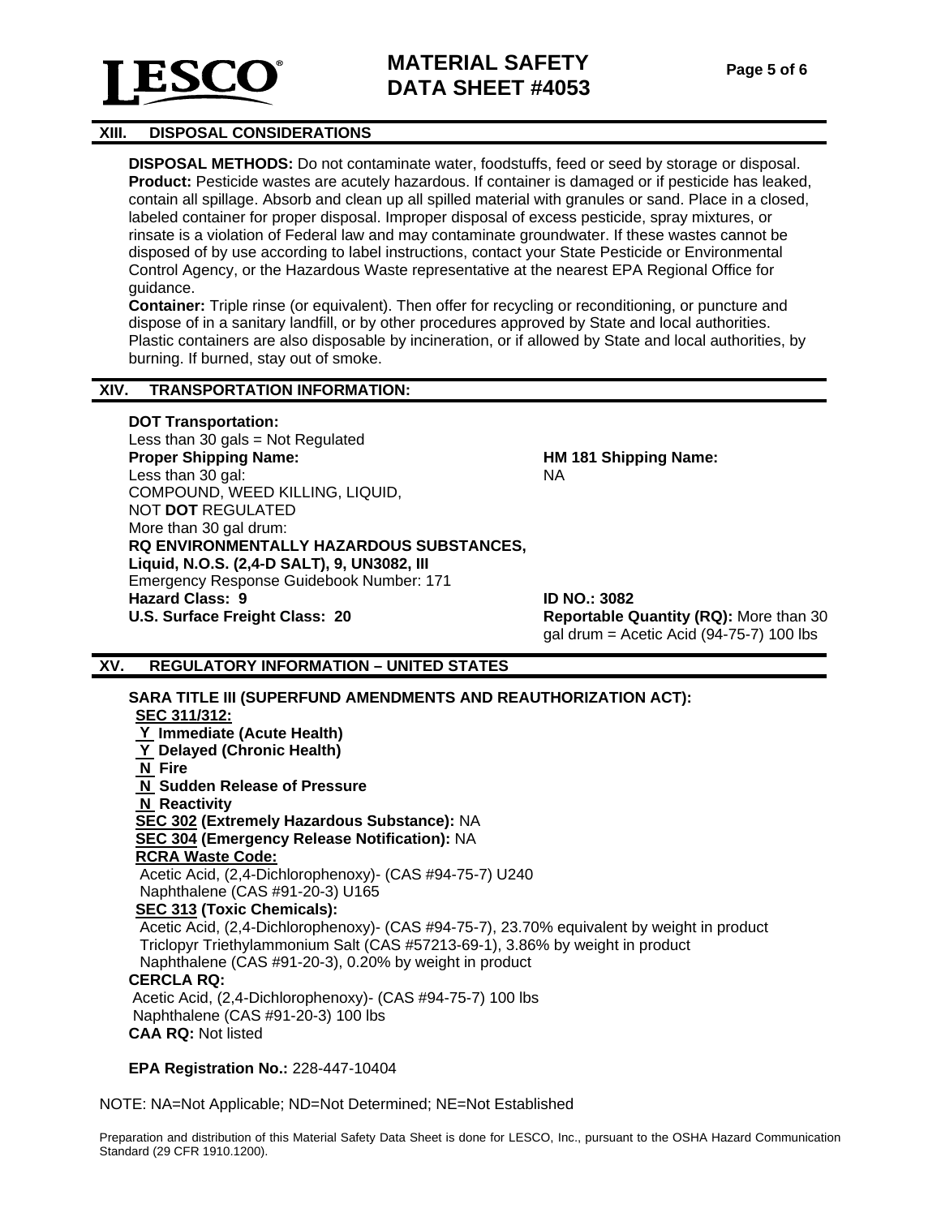## XIII. DISPOSAL CONSIDERATIONS

**DISPOSAL METHODS:** Do not contaminate water, foodstuffs, feed or seed by storage or disposal.
**Product:** Pesticide wastes are acutely hazardous. If container is damaged or if pesticide has leaked, contain all spillage. Absorb and clean up all spilled material with granules or sand. Place in a closed, labeled container for proper disposal. Improper disposal of excess pesticide, spray mixtures, or rinsate is a violation of Federal law and may contaminate groundwater. If these wastes cannot be disposed of by use according to label instructions, contact your State Pesticide or Environmental Control Agency, or the Hazardous Waste representative at the nearest EPA Regional Office for guidance.
**Container:** Triple rinse (or equivalent). Then offer for recycling or reconditioning, or puncture and dispose of in a sanitary landfill, or by other procedures approved by State and local authorities. Plastic containers are also disposable by incineration, or if allowed by State and local authorities, by burning. If burned, stay out of smoke.

## XIV. TRANSPORTATION INFORMATION:

**DOT Transportation:**
Less than 30 gals = Not Regulated
**Proper Shipping Name:**
Less than 30 gal:
COMPOUND, WEED KILLING, LIQUID,
NOT **DOT** REGULATED
More than 30 gal drum:
**RQ ENVIRONMENTALLY HAZARDOUS SUBSTANCES, Liquid, N.O.S. (2,4-D SALT), 9, UN3082, III**
Emergency Response Guidebook Number: 171
**Hazard Class: 9**
**U.S. Surface Freight Class: 20**

**HM 181 Shipping Name:**
NA

**ID NO.: 3082**
**Reportable Quantity (RQ):** More than 30 gal drum = Acetic Acid (94-75-7) 100 lbs

## XV. REGULATORY INFORMATION – UNITED STATES

**SARA TITLE III (SUPERFUND AMENDMENTS AND REAUTHORIZATION ACT):**

**SEC 311/312:**
**Y Immediate (Acute Health)**
**Y Delayed (Chronic Health)**
**N Fire**
**N Sudden Release of Pressure**
**N Reactivity**

**SEC 302 (Extremely Hazardous Substance):** NA
**SEC 304 (Emergency Release Notification):** NA

**RCRA Waste Code:**
Acetic Acid, (2,4-Dichlorophenoxy)- (CAS #94-75-7) U240
Naphthalene (CAS #91-20-3) U165

**SEC 313 (Toxic Chemicals):**
Acetic Acid, (2,4-Dichlorophenoxy)- (CAS #94-75-7), 23.70% equivalent by weight in product
Triclopyr Triethylammonium Salt (CAS #57213-69-1), 3.86% by weight in product
Naphthalene (CAS #91-20-3), 0.20% by weight in product

**CERCLA RQ:**
Acetic Acid, (2,4-Dichlorophenoxy)- (CAS #94-75-7) 100 lbs
Naphthalene (CAS #91-20-3) 100 lbs

**CAA RQ:** Not listed

**EPA Registration No.:** 228-447-10404

NOTE: NA=Not Applicable; ND=Not Determined; NE=Not Established

Preparation and distribution of this Material Safety Data Sheet is done for LESCO, Inc., pursuant to the OSHA Hazard Communication Standard (29 CFR 1910.1200).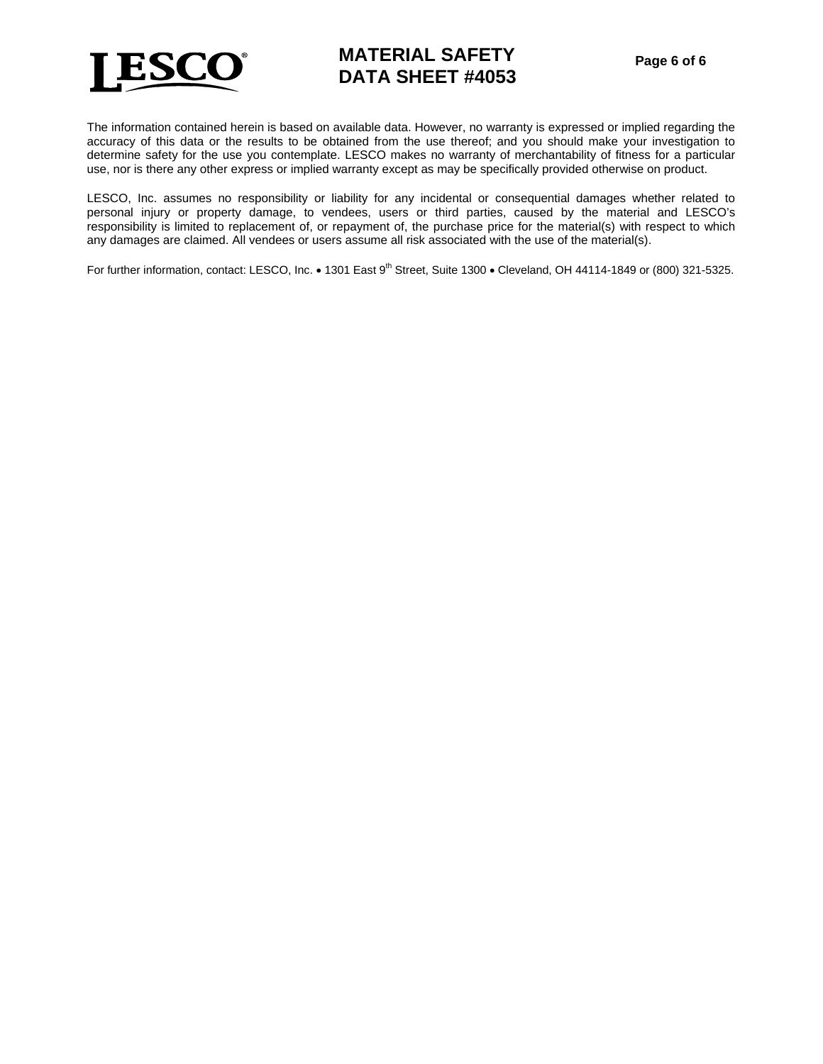The information contained herein is based on available data. However, no warranty is expressed or implied regarding the accuracy of this data or the results to be obtained from the use thereof; and you should make your investigation to determine safety for the use you contemplate. LESCO makes no warranty of merchantability of fitness for a particular use, nor is there any other express or implied warranty except as may be specifically provided otherwise on product.

LESCO, Inc. assumes no responsibility or liability for any incidental or consequential damages whether related to personal injury or property damage, to vendees, users or third parties, caused by the material and LESCO's responsibility is limited to replacement of, or repayment of, the purchase price for the material(s) with respect to which any damages are claimed. All vendees or users assume all risk associated with the use of the material(s).

For further information, contact: LESCO, Inc. • 1301 East 9th Street, Suite 1300 • Cleveland, OH 44114-1849 or (800) 321-5325.